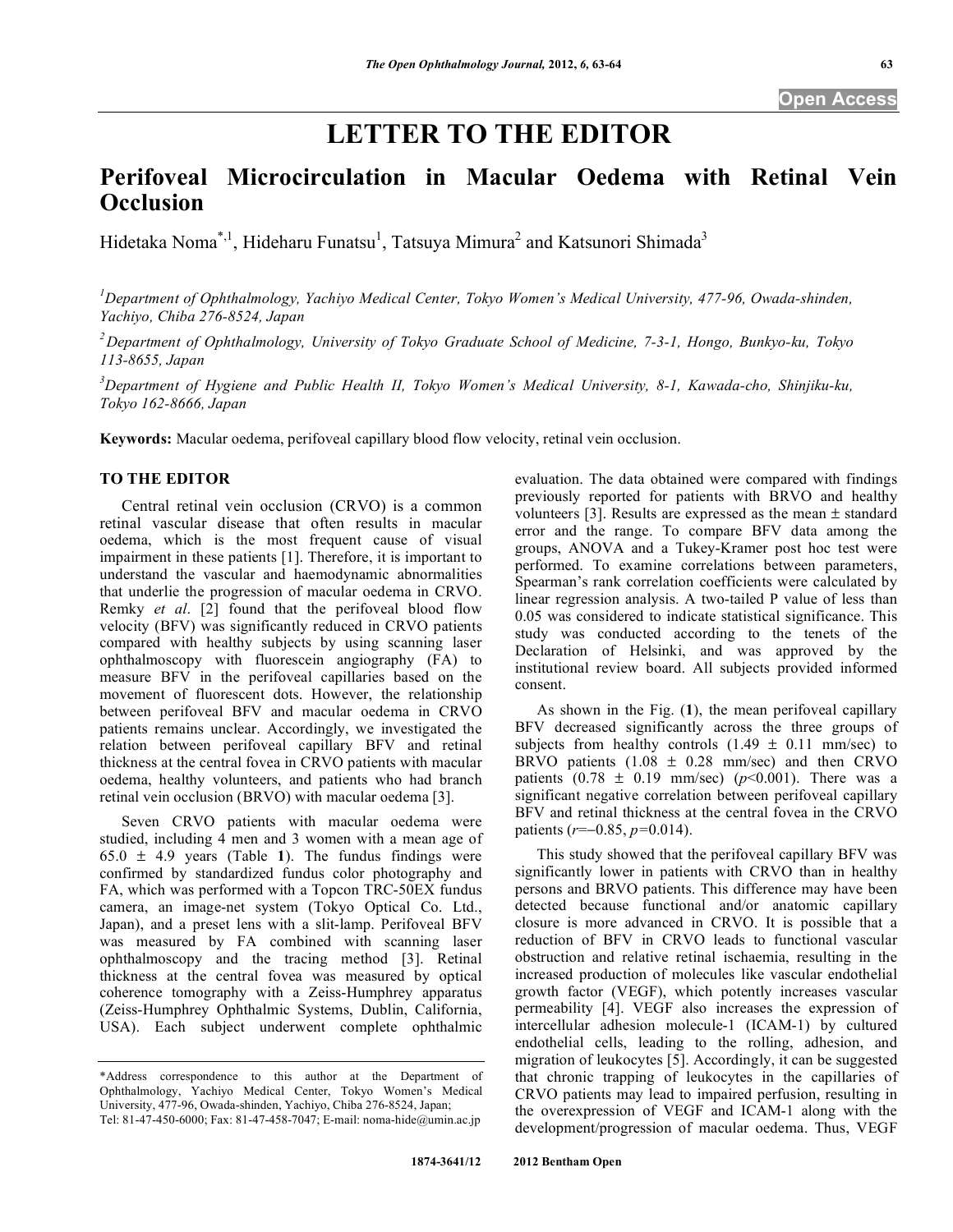Open Access

# LETTER TO THE EDITOR

## Perifoveal Microcirculation in Macular Oedema with Retinal Vein Occlusion

Hidetaka Noma*[,1], Hideharu Funatsu[1], Tatsuya Mimura[2] and Katsunori Shimada[3]

[1]Department of Ophthalmology, Yachiyo Medical Center, Tokyo Women's Medical University, 477-96, Owada-shinden, Yachiyo, Chiba 276-8524, Japan

[2]Department of Ophthalmology, University of Tokyo Graduate School of Medicine, 7-3-1, Hongo, Bunkyo-ku, Tokyo 113-8655, Japan

[3]Department of Hygiene and Public Health II, Tokyo Women's Medical University, 8-1, Kawada-cho, Shinjiku-ku, Tokyo 162-8666, Japan

**Keywords:** Macular oedema, perifoveal capillary blood flow velocity, retinal vein occlusion.

### TO THE EDITOR

Central retinal vein occlusion (CRVO) is a common retinal vascular disease that often results in macular oedema, which is the most frequent cause of visual impairment in these patients [1]. Therefore, it is important to understand the vascular and haemodynamic abnormalities that underlie the progression of macular oedema in CRVO. Remky *et al*. [2] found that the perifoveal blood flow velocity (BFV) was significantly reduced in CRVO patients compared with healthy subjects by using scanning laser ophthalmoscopy with fluorescein angiography (FA) to measure BFV in the perifoveal capillaries based on the movement of fluorescent dots. However, the relationship between perifoveal BFV and macular oedema in CRVO patients remains unclear. Accordingly, we investigated the relation between perifoveal capillary BFV and retinal thickness at the central fovea in CRVO patients with macular oedema, healthy volunteers, and patients who had branch retinal vein occlusion (BRVO) with macular oedema [3].

Seven CRVO patients with macular oedema were studied, including 4 men and 3 women with a mean age of 65.0 ± 4.9 years (Table **1**). The fundus findings were confirmed by standardized fundus color photography and FA, which was performed with a Topcon TRC-50EX fundus camera, an image-net system (Tokyo Optical Co. Ltd., Japan), and a preset lens with a slit-lamp. Perifoveal BFV was measured by FA combined with scanning laser ophthalmoscopy and the tracing method [3]. Retinal thickness at the central fovea was measured by optical coherence tomography with a Zeiss-Humphrey apparatus (Zeiss-Humphrey Ophthalmic Systems, Dublin, California, USA). Each subject underwent complete ophthalmic evaluation. The data obtained were compared with findings previously reported for patients with BRVO and healthy volunteers [3]. Results are expressed as the mean ± standard error and the range. To compare BFV data among the groups, ANOVA and a Tukey-Kramer post hoc test were performed. To examine correlations between parameters, Spearman's rank correlation coefficients were calculated by linear regression analysis. A two-tailed P value of less than 0.05 was considered to indicate statistical significance. This study was conducted according to the tenets of the Declaration of Helsinki, and was approved by the institutional review board. All subjects provided informed consent.

As shown in the Fig. (**1**), the mean perifoveal capillary BFV decreased significantly across the three groups of subjects from healthy controls (1.49 ± 0.11 mm/sec) to BRVO patients (1.08 ± 0.28 mm/sec) and then CRVO patients (0.78 ± 0.19 mm/sec) ($p$<0.001). There was a significant negative correlation between perifoveal capillary BFV and retinal thickness at the central fovea in the CRVO patients ($r$=−0.85, $p$=0.014).

This study showed that the perifoveal capillary BFV was significantly lower in patients with CRVO than in healthy persons and BRVO patients. This difference may have been detected because functional and/or anatomic capillary closure is more advanced in CRVO. It is possible that a reduction of BFV in CRVO leads to functional vascular obstruction and relative retinal ischaemia, resulting in the increased production of molecules like vascular endothelial growth factor (VEGF), which potently increases vascular permeability [4]. VEGF also increases the expression of intercellular adhesion molecule-1 (ICAM-1) by cultured endothelial cells, leading to the rolling, adhesion, and migration of leukocytes [5]. Accordingly, it can be suggested that chronic trapping of leukocytes in the capillaries of CRVO patients may lead to impaired perfusion, resulting in the overexpression of VEGF and ICAM-1 along with the development/progression of macular oedema. Thus, VEGF

*Address correspondence to this author at the Department of Ophthalmology, Yachiyo Medical Center, Tokyo Women's Medical University, 477-96, Owada-shinden, Yachiyo, Chiba 276-8524, Japan; Tel: 81-47-450-6000; Fax: 81-47-458-7047; E-mail: noma-hide@umin.ac.jp

1874-3641/12 2012 Bentham Open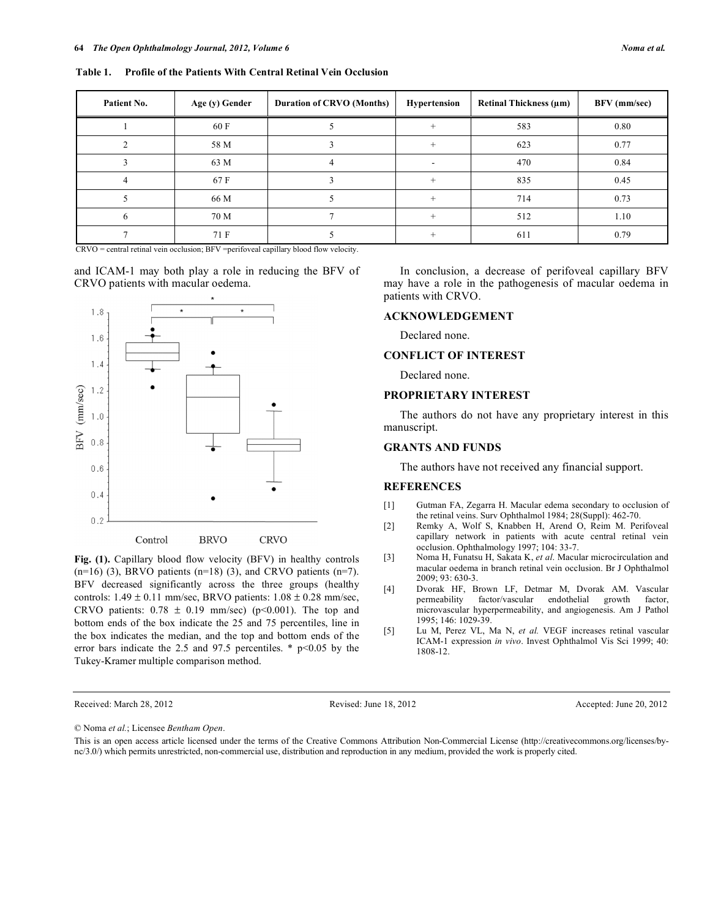**Table 1. Profile of the Patients With Central Retinal Vein Occlusion**

| Patient No. | Age (y) Gender | Duration of CRVO (Months) | Hypertension | Retinal Thickness (μm) | BFV (mm/sec) |
|---|---|---|---|---|---|
| 1 | 60 F | 5 | + | 583 | 0.80 |
| 2 | 58 M | 3 | + | 623 | 0.77 |
| 3 | 63 M | 4 | - | 470 | 0.84 |
| 4 | 67 F | 3 | + | 835 | 0.45 |
| 5 | 66 M | 5 | + | 714 | 0.73 |
| 6 | 70 M | 7 | + | 512 | 1.10 |
| 7 | 71 F | 5 | + | 611 | 0.79 |

CRVO = central retinal vein occlusion; BFV =perifoveal capillary blood flow velocity.

and ICAM-1 may both play a role in reducing the BFV of CRVO patients with macular oedema.

BFV (mm/sec)
1.8
1.6
1.4
1.2
1.0
0.8
0.6
0.4
0.2
Control BRVO CRVO
* * *

**Fig. (1).** Capillary blood flow velocity (BFV) in healthy controls (n=16) (3), BRVO patients (n=18) (3), and CRVO patients (n=7). BFV decreased significantly across the three groups (healthy controls: 1.49 ± 0.11 mm/sec, BRVO patients: 1.08 ± 0.28 mm/sec, CRVO patients: 0.78 ± 0.19 mm/sec) ($p<0.001$). The top and bottom ends of the box indicate the 25 and 75 percentiles, line in the box indicates the median, and the top and bottom ends of the error bars indicate the 2.5 and 97.5 percentiles. * $p<0.05$ by the Tukey-Kramer multiple comparison method.

In conclusion, a decrease of perifoveal capillary BFV may have a role in the pathogenesis of macular oedema in patients with CRVO.

## ACKNOWLEDGEMENT

Declared none.

## CONFLICT OF INTEREST

Declared none.

## PROPRIETARY INTEREST

The authors do not have any proprietary interest in this manuscript.

## GRANTS AND FUNDS

The authors have not received any financial support.

## REFERENCES

[1] Gutman FA, Zegarra H. Macular edema secondary to occlusion of the retinal veins. Surv Ophthalmol 1984; 28(Suppl): 462-70.

[2] Remky A, Wolf S, Knabben H, Arend O, Reim M. Perifoveal capillary network in patients with acute central retinal vein occlusion. Ophthalmology 1997; 104: 33-7.

[3] Noma H, Funatsu H, Sakata K, *et al*. Macular microcirculation and macular oedema in branch retinal vein occlusion. Br J Ophthalmol 2009; 93: 630-3.

[4] Dvorak HF, Brown LF, Detmar M, Dvorak AM. Vascular permeability factor/vascular endothelial growth factor, microvascular hyperpermeability, and angiogenesis. Am J Pathol 1995; 146: 1029-39.

[5] Lu M, Perez VL, Ma N, *et al.* VEGF increases retinal vascular ICAM-1 expression *in vivo*. Invest Ophthalmol Vis Sci 1999; 40: 1808-12.

Received: March 28, 2012 Revised: June 18, 2012 Accepted: June 20, 2012

© Noma *et al.*; Licensee *Bentham Open*.

This is an open access article licensed under the terms of the Creative Commons Attribution Non-Commercial License (http://creativecommons.org/licenses/by-nc/3.0/) which permits unrestricted, non-commercial use, distribution and reproduction in any medium, provided the work is properly cited.